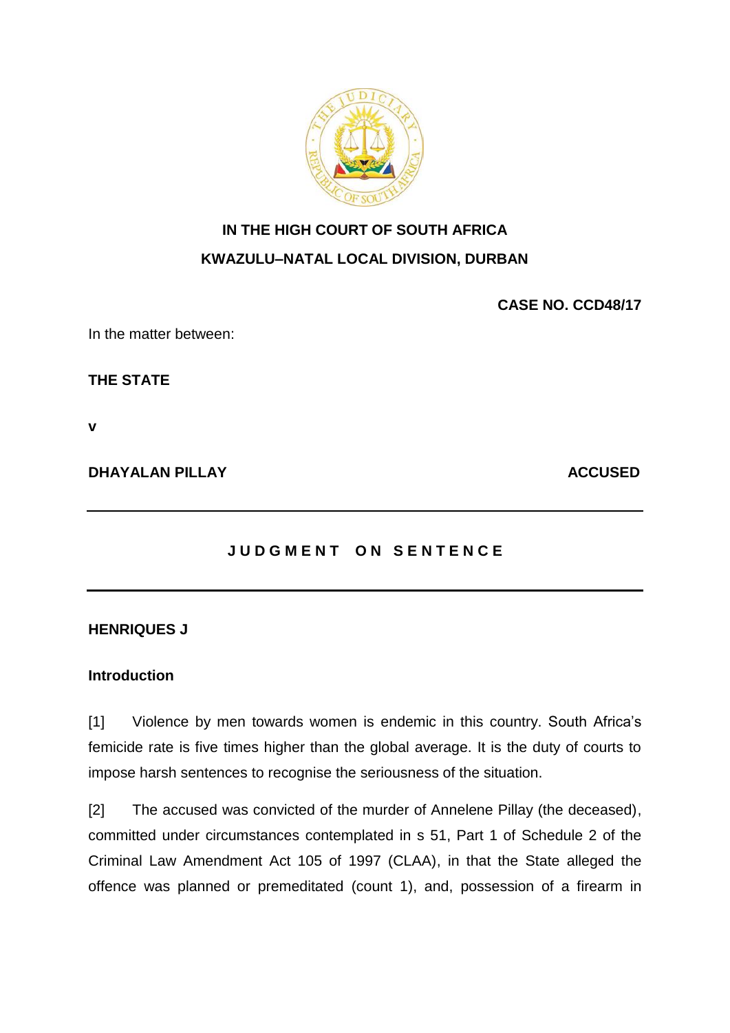**IN THE HIGH COURT OF SOUTH AFRICA**
**KWAZULU–NATAL LOCAL DIVISION, DURBAN**

**CASE NO. CCD48/17**

In the matter between:

**THE STATE**

**v**

**DHAYALAN PILLAY** **ACCUSED**

---

## JUDGMENT ON SENTENCE

---

**HENRIQUES J**

### Introduction

[1] Violence by men towards women is endemic in this country. South Africa's femicide rate is five times higher than the global average. It is the duty of courts to impose harsh sentences to recognise the seriousness of the situation.

[2] The accused was convicted of the murder of Annelene Pillay (the deceased), committed under circumstances contemplated in s 51, Part 1 of Schedule 2 of the Criminal Law Amendment Act 105 of 1997 (CLAA), in that the State alleged the offence was planned or premeditated (count 1), and, possession of a firearm in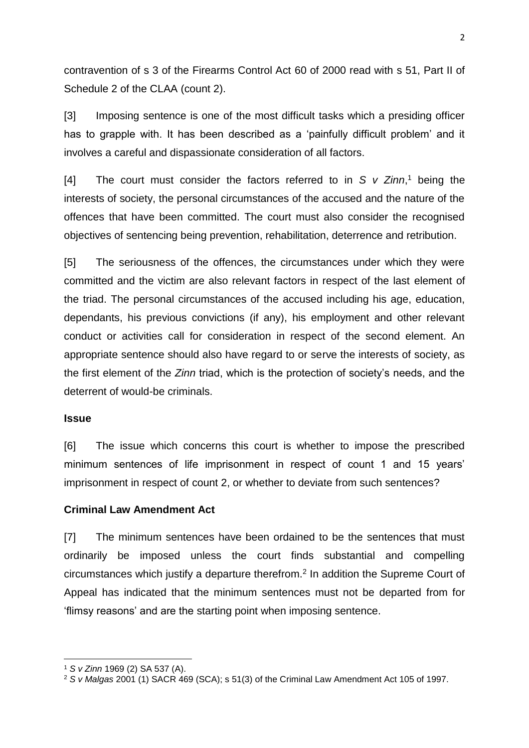contravention of s 3 of the Firearms Control Act 60 of 2000 read with s 51, Part II of Schedule 2 of the CLAA (count 2).

[3] Imposing sentence is one of the most difficult tasks which a presiding officer has to grapple with. It has been described as a 'painfully difficult problem' and it involves a careful and dispassionate consideration of all factors.

[4] The court must consider the factors referred to in *S v Zinn*,[1] being the interests of society, the personal circumstances of the accused and the nature of the offences that have been committed. The court must also consider the recognised objectives of sentencing being prevention, rehabilitation, deterrence and retribution.

[5] The seriousness of the offences, the circumstances under which they were committed and the victim are also relevant factors in respect of the last element of the triad. The personal circumstances of the accused including his age, education, dependants, his previous convictions (if any), his employment and other relevant conduct or activities call for consideration in respect of the second element. An appropriate sentence should also have regard to or serve the interests of society, as the first element of the *Zinn* triad, which is the protection of society's needs, and the deterrent of would-be criminals.

**Issue**

[6] The issue which concerns this court is whether to impose the prescribed minimum sentences of life imprisonment in respect of count 1 and 15 years' imprisonment in respect of count 2, or whether to deviate from such sentences?

**Criminal Law Amendment Act**

[7] The minimum sentences have been ordained to be the sentences that must ordinarily be imposed unless the court finds substantial and compelling circumstances which justify a departure therefrom.[2] In addition the Supreme Court of Appeal has indicated that the minimum sentences must not be departed from for 'flimsy reasons' and are the starting point when imposing sentence.

---

[1] *S v Zinn* 1969 (2) SA 537 (A).

[2] *S v Malgas* 2001 (1) SACR 469 (SCA); s 51(3) of the Criminal Law Amendment Act 105 of 1997.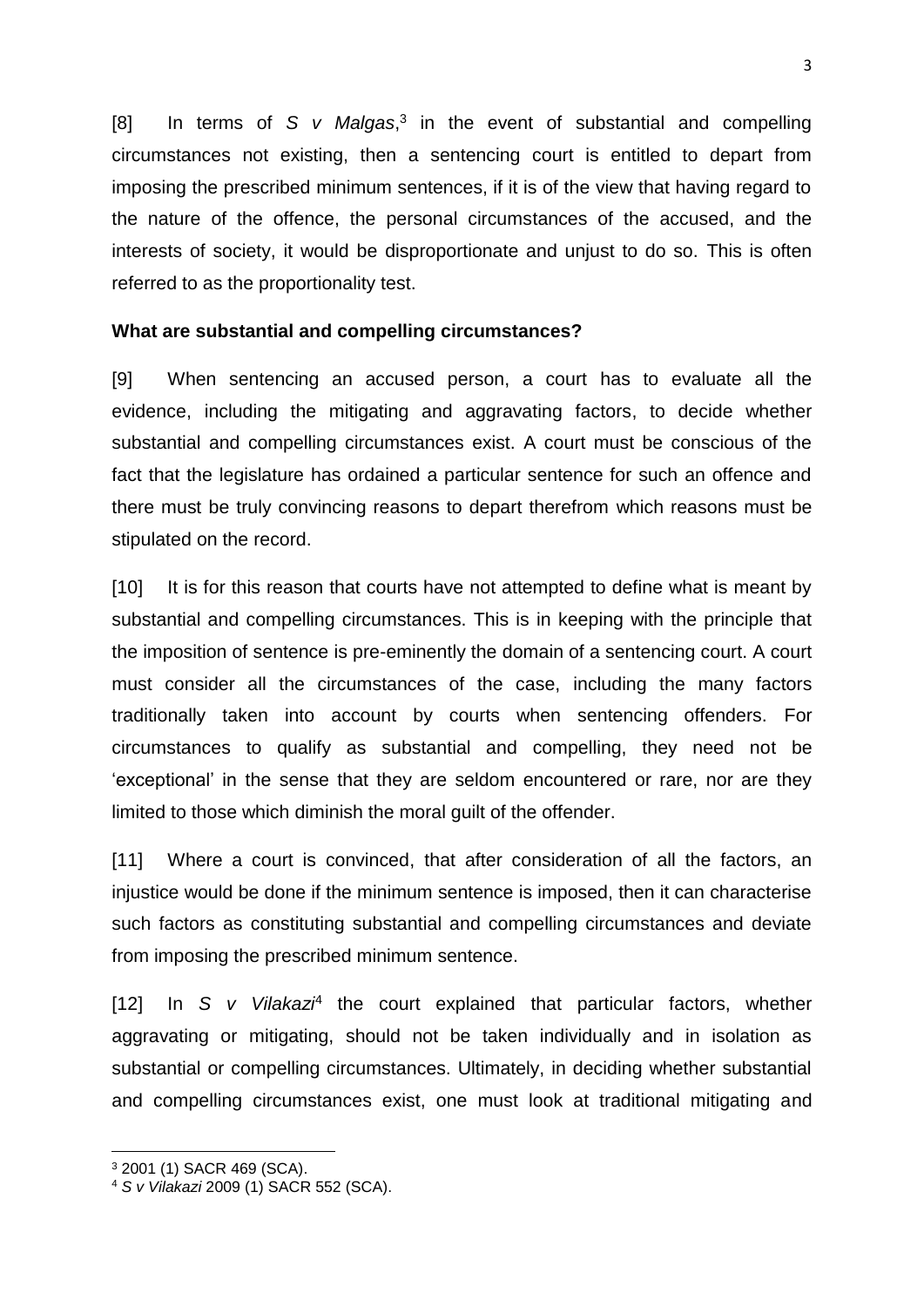[8] In terms of *S v Malgas*,[3] in the event of substantial and compelling circumstances not existing, then a sentencing court is entitled to depart from imposing the prescribed minimum sentences, if it is of the view that having regard to the nature of the offence, the personal circumstances of the accused, and the interests of society, it would be disproportionate and unjust to do so. This is often referred to as the proportionality test.

**What are substantial and compelling circumstances?**

[9] When sentencing an accused person, a court has to evaluate all the evidence, including the mitigating and aggravating factors, to decide whether substantial and compelling circumstances exist. A court must be conscious of the fact that the legislature has ordained a particular sentence for such an offence and there must be truly convincing reasons to depart therefrom which reasons must be stipulated on the record.

[10] It is for this reason that courts have not attempted to define what is meant by substantial and compelling circumstances. This is in keeping with the principle that the imposition of sentence is pre-eminently the domain of a sentencing court. A court must consider all the circumstances of the case, including the many factors traditionally taken into account by courts when sentencing offenders. For circumstances to qualify as substantial and compelling, they need not be 'exceptional' in the sense that they are seldom encountered or rare, nor are they limited to those which diminish the moral guilt of the offender.

[11] Where a court is convinced, that after consideration of all the factors, an injustice would be done if the minimum sentence is imposed, then it can characterise such factors as constituting substantial and compelling circumstances and deviate from imposing the prescribed minimum sentence.

[12] In *S v Vilakazi*[4] the court explained that particular factors, whether aggravating or mitigating, should not be taken individually and in isolation as substantial or compelling circumstances. Ultimately, in deciding whether substantial and compelling circumstances exist, one must look at traditional mitigating and

[3] 2001 (1) SACR 469 (SCA).

[4] *S v Vilakazi* 2009 (1) SACR 552 (SCA).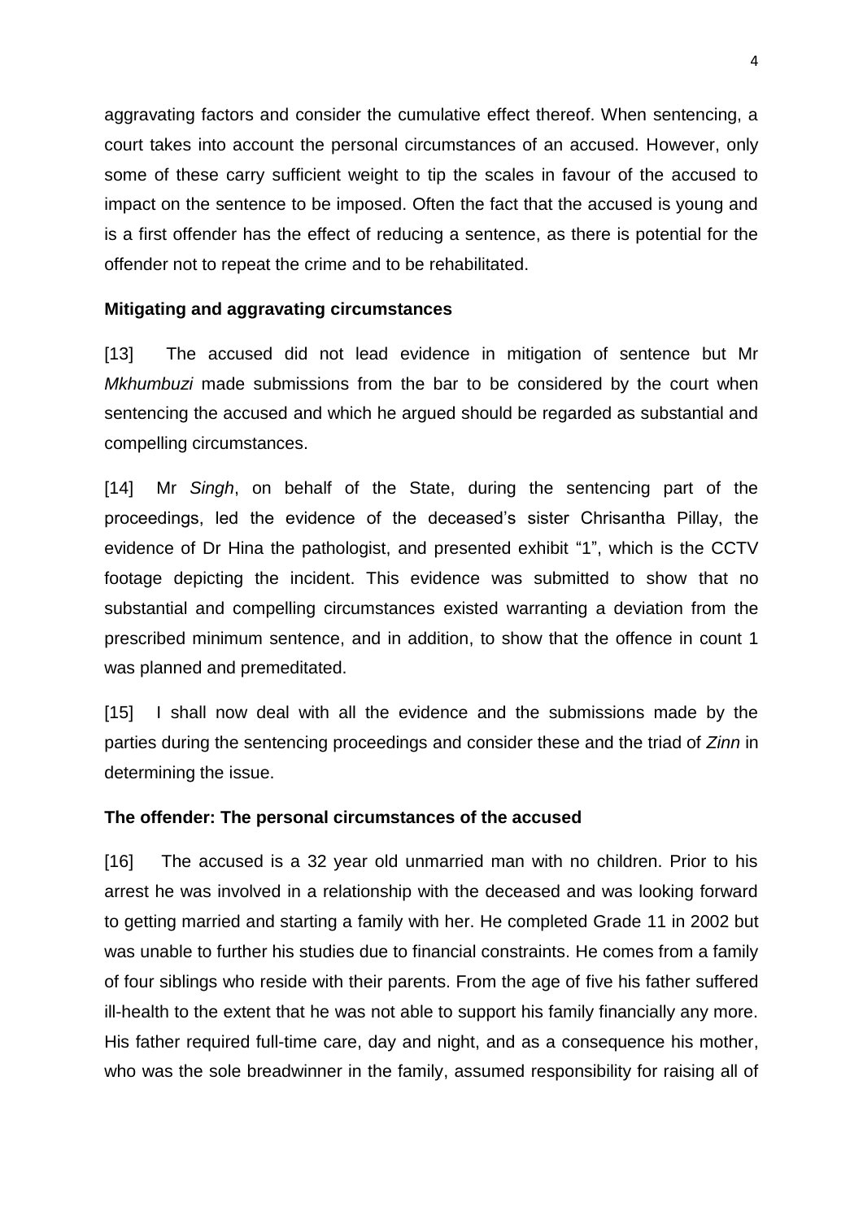aggravating factors and consider the cumulative effect thereof. When sentencing, a court takes into account the personal circumstances of an accused. However, only some of these carry sufficient weight to tip the scales in favour of the accused to impact on the sentence to be imposed. Often the fact that the accused is young and is a first offender has the effect of reducing a sentence, as there is potential for the offender not to repeat the crime and to be rehabilitated.

**Mitigating and aggravating circumstances**

[13] The accused did not lead evidence in mitigation of sentence but Mr *Mkhumbuzi* made submissions from the bar to be considered by the court when sentencing the accused and which he argued should be regarded as substantial and compelling circumstances.

[14] Mr *Singh*, on behalf of the State, during the sentencing part of the proceedings, led the evidence of the deceased's sister Chrisantha Pillay, the evidence of Dr Hina the pathologist, and presented exhibit "1", which is the CCTV footage depicting the incident. This evidence was submitted to show that no substantial and compelling circumstances existed warranting a deviation from the prescribed minimum sentence, and in addition, to show that the offence in count 1 was planned and premeditated.

[15] I shall now deal with all the evidence and the submissions made by the parties during the sentencing proceedings and consider these and the triad of *Zinn* in determining the issue.

**The offender: The personal circumstances of the accused**

[16] The accused is a 32 year old unmarried man with no children. Prior to his arrest he was involved in a relationship with the deceased and was looking forward to getting married and starting a family with her. He completed Grade 11 in 2002 but was unable to further his studies due to financial constraints. He comes from a family of four siblings who reside with their parents. From the age of five his father suffered ill-health to the extent that he was not able to support his family financially any more. His father required full-time care, day and night, and as a consequence his mother, who was the sole breadwinner in the family, assumed responsibility for raising all of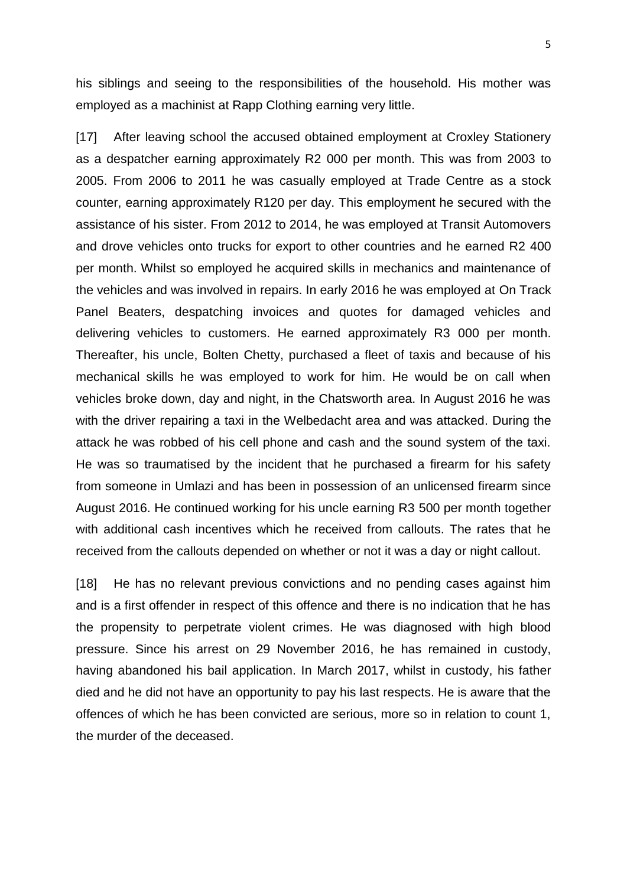his siblings and seeing to the responsibilities of the household. His mother was employed as a machinist at Rapp Clothing earning very little.

[17] After leaving school the accused obtained employment at Croxley Stationery as a despatcher earning approximately R2 000 per month. This was from 2003 to 2005. From 2006 to 2011 he was casually employed at Trade Centre as a stock counter, earning approximately R120 per day. This employment he secured with the assistance of his sister. From 2012 to 2014, he was employed at Transit Automovers and drove vehicles onto trucks for export to other countries and he earned R2 400 per month. Whilst so employed he acquired skills in mechanics and maintenance of the vehicles and was involved in repairs. In early 2016 he was employed at On Track Panel Beaters, despatching invoices and quotes for damaged vehicles and delivering vehicles to customers. He earned approximately R3 000 per month. Thereafter, his uncle, Bolten Chetty, purchased a fleet of taxis and because of his mechanical skills he was employed to work for him. He would be on call when vehicles broke down, day and night, in the Chatsworth area. In August 2016 he was with the driver repairing a taxi in the Welbedacht area and was attacked. During the attack he was robbed of his cell phone and cash and the sound system of the taxi. He was so traumatised by the incident that he purchased a firearm for his safety from someone in Umlazi and has been in possession of an unlicensed firearm since August 2016. He continued working for his uncle earning R3 500 per month together with additional cash incentives which he received from callouts. The rates that he received from the callouts depended on whether or not it was a day or night callout.

[18] He has no relevant previous convictions and no pending cases against him and is a first offender in respect of this offence and there is no indication that he has the propensity to perpetrate violent crimes. He was diagnosed with high blood pressure. Since his arrest on 29 November 2016, he has remained in custody, having abandoned his bail application. In March 2017, whilst in custody, his father died and he did not have an opportunity to pay his last respects. He is aware that the offences of which he has been convicted are serious, more so in relation to count 1, the murder of the deceased.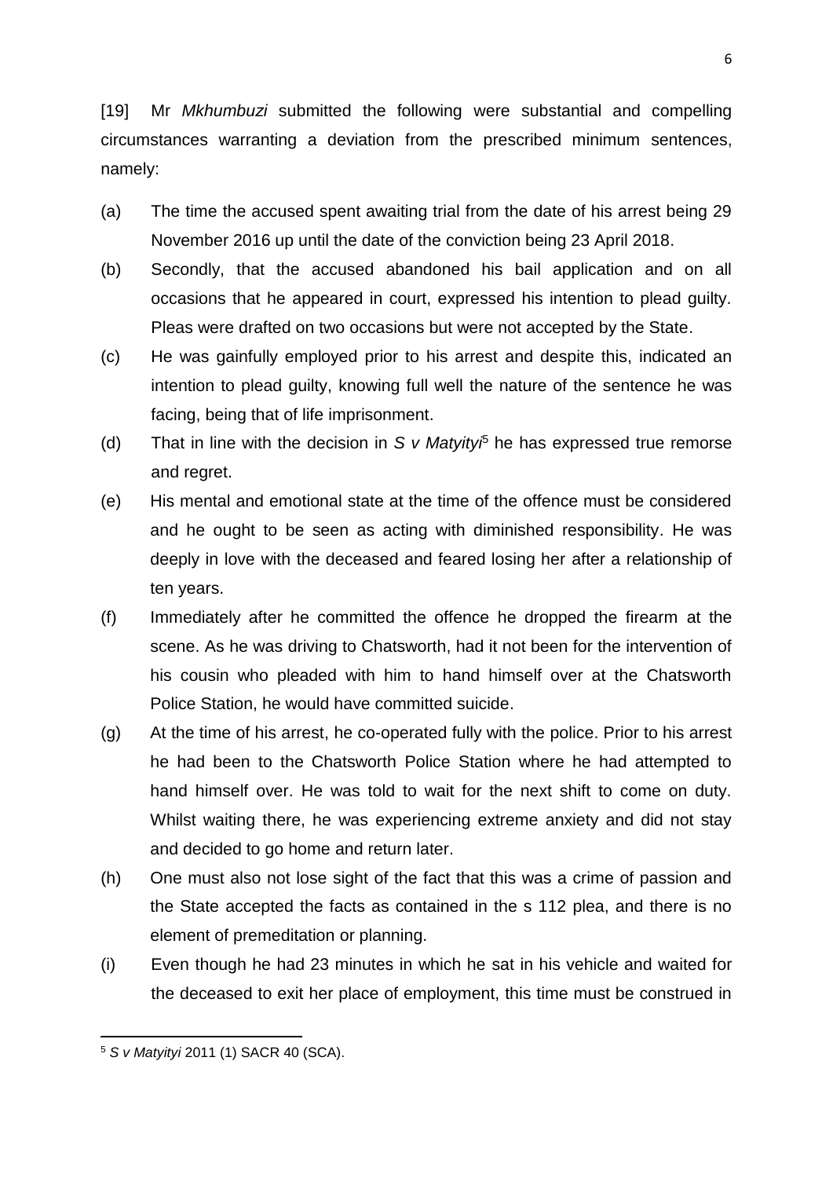[19] Mr *Mkhumbuzi* submitted the following were substantial and compelling circumstances warranting a deviation from the prescribed minimum sentences, namely:

(a) The time the accused spent awaiting trial from the date of his arrest being 29 November 2016 up until the date of the conviction being 23 April 2018.

(b) Secondly, that the accused abandoned his bail application and on all occasions that he appeared in court, expressed his intention to plead guilty. Pleas were drafted on two occasions but were not accepted by the State.

(c) He was gainfully employed prior to his arrest and despite this, indicated an intention to plead guilty, knowing full well the nature of the sentence he was facing, being that of life imprisonment.

(d) That in line with the decision in *S v Matyityi*[5] he has expressed true remorse and regret.

(e) His mental and emotional state at the time of the offence must be considered and he ought to be seen as acting with diminished responsibility. He was deeply in love with the deceased and feared losing her after a relationship of ten years.

(f) Immediately after he committed the offence he dropped the firearm at the scene. As he was driving to Chatsworth, had it not been for the intervention of his cousin who pleaded with him to hand himself over at the Chatsworth Police Station, he would have committed suicide.

(g) At the time of his arrest, he co-operated fully with the police. Prior to his arrest he had been to the Chatsworth Police Station where he had attempted to hand himself over. He was told to wait for the next shift to come on duty. Whilst waiting there, he was experiencing extreme anxiety and did not stay and decided to go home and return later.

(h) One must also not lose sight of the fact that this was a crime of passion and the State accepted the facts as contained in the s 112 plea, and there is no element of premeditation or planning.

(i) Even though he had 23 minutes in which he sat in his vehicle and waited for the deceased to exit her place of employment, this time must be construed in

---

[5] *S v Matyityi* 2011 (1) SACR 40 (SCA).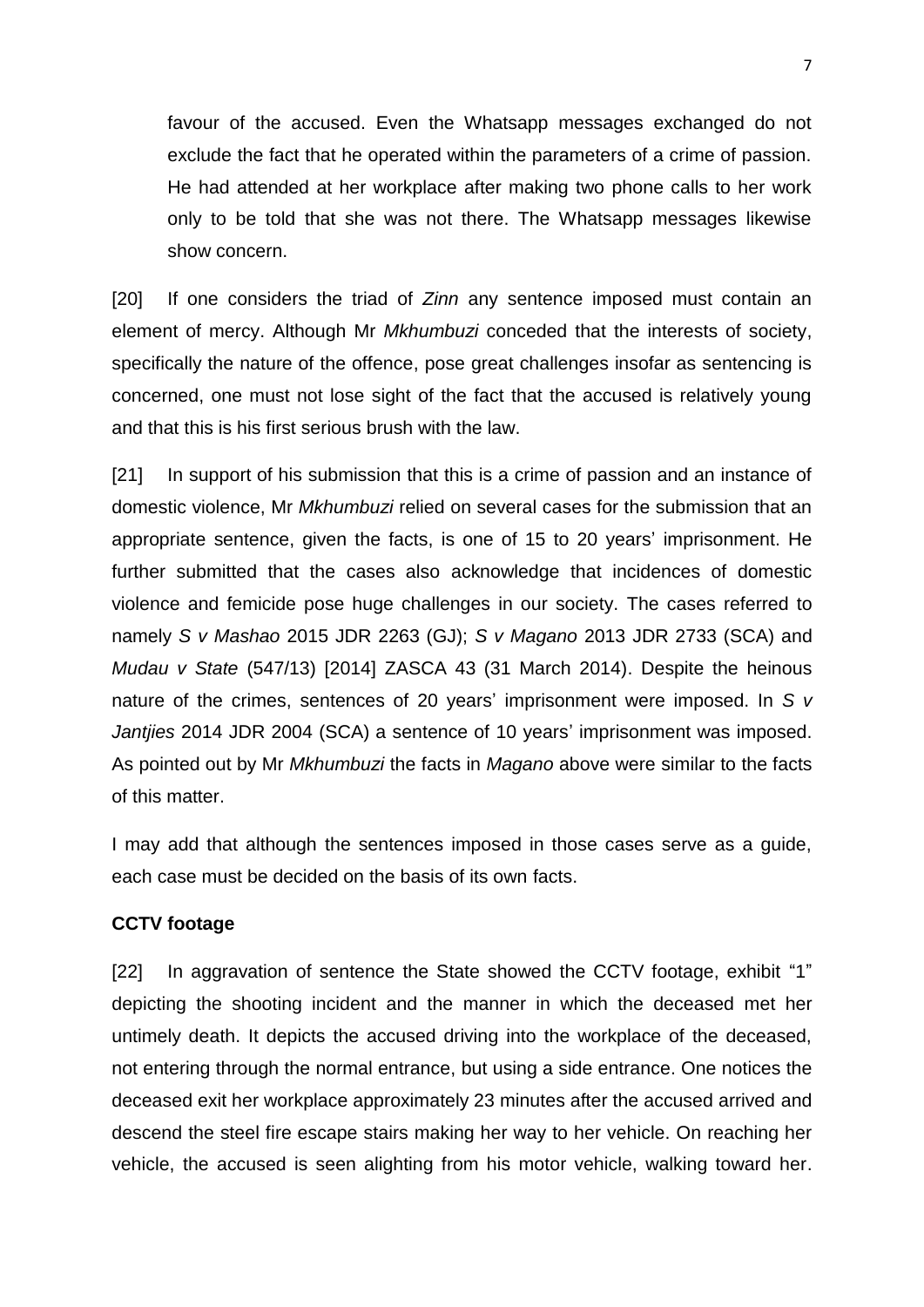favour of the accused. Even the Whatsapp messages exchanged do not exclude the fact that he operated within the parameters of a crime of passion. He had attended at her workplace after making two phone calls to her work only to be told that she was not there. The Whatsapp messages likewise show concern.

[20] If one considers the triad of *Zinn* any sentence imposed must contain an element of mercy. Although Mr *Mkhumbuzi* conceded that the interests of society, specifically the nature of the offence, pose great challenges insofar as sentencing is concerned, one must not lose sight of the fact that the accused is relatively young and that this is his first serious brush with the law.

[21] In support of his submission that this is a crime of passion and an instance of domestic violence, Mr *Mkhumbuzi* relied on several cases for the submission that an appropriate sentence, given the facts, is one of 15 to 20 years' imprisonment. He further submitted that the cases also acknowledge that incidences of domestic violence and femicide pose huge challenges in our society. The cases referred to namely *S v Mashao* 2015 JDR 2263 (GJ); *S v Magano* 2013 JDR 2733 (SCA) and *Mudau v State* (547/13) [2014] ZASCA 43 (31 March 2014). Despite the heinous nature of the crimes, sentences of 20 years' imprisonment were imposed. In *S v Jantjies* 2014 JDR 2004 (SCA) a sentence of 10 years' imprisonment was imposed. As pointed out by Mr *Mkhumbuzi* the facts in *Magano* above were similar to the facts of this matter.

I may add that although the sentences imposed in those cases serve as a guide, each case must be decided on the basis of its own facts.

**CCTV footage**

[22] In aggravation of sentence the State showed the CCTV footage, exhibit "1" depicting the shooting incident and the manner in which the deceased met her untimely death. It depicts the accused driving into the workplace of the deceased, not entering through the normal entrance, but using a side entrance. One notices the deceased exit her workplace approximately 23 minutes after the accused arrived and descend the steel fire escape stairs making her way to her vehicle. On reaching her vehicle, the accused is seen alighting from his motor vehicle, walking toward her.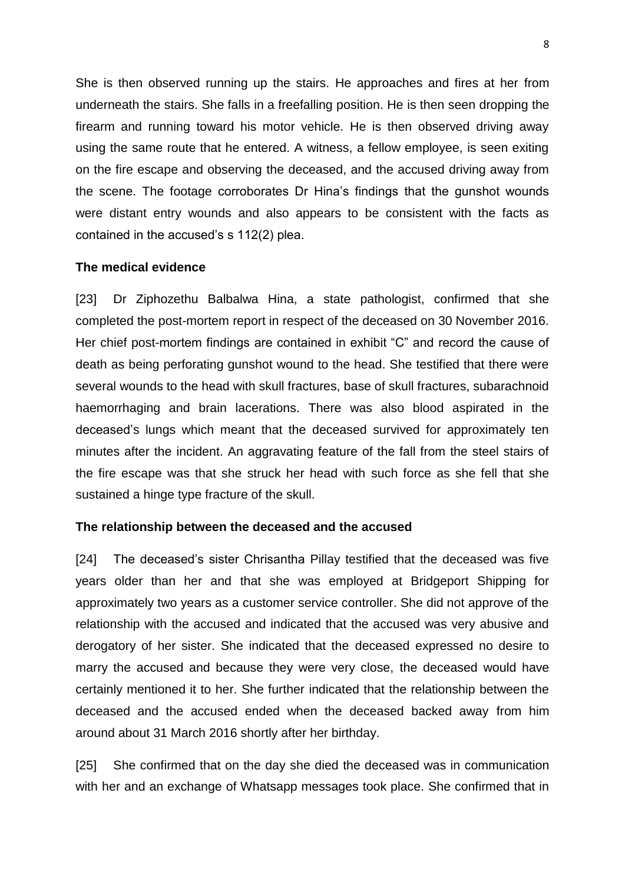She is then observed running up the stairs. He approaches and fires at her from underneath the stairs. She falls in a freefalling position. He is then seen dropping the firearm and running toward his motor vehicle. He is then observed driving away using the same route that he entered. A witness, a fellow employee, is seen exiting on the fire escape and observing the deceased, and the accused driving away from the scene. The footage corroborates Dr Hina's findings that the gunshot wounds were distant entry wounds and also appears to be consistent with the facts as contained in the accused's s 112(2) plea.

**The medical evidence**

[23] Dr Ziphozethu Balbalwa Hina, a state pathologist, confirmed that she completed the post-mortem report in respect of the deceased on 30 November 2016. Her chief post-mortem findings are contained in exhibit "C" and record the cause of death as being perforating gunshot wound to the head. She testified that there were several wounds to the head with skull fractures, base of skull fractures, subarachnoid haemorrhaging and brain lacerations. There was also blood aspirated in the deceased's lungs which meant that the deceased survived for approximately ten minutes after the incident. An aggravating feature of the fall from the steel stairs of the fire escape was that she struck her head with such force as she fell that she sustained a hinge type fracture of the skull.

**The relationship between the deceased and the accused**

[24] The deceased's sister Chrisantha Pillay testified that the deceased was five years older than her and that she was employed at Bridgeport Shipping for approximately two years as a customer service controller. She did not approve of the relationship with the accused and indicated that the accused was very abusive and derogatory of her sister. She indicated that the deceased expressed no desire to marry the accused and because they were very close, the deceased would have certainly mentioned it to her. She further indicated that the relationship between the deceased and the accused ended when the deceased backed away from him around about 31 March 2016 shortly after her birthday.

[25] She confirmed that on the day she died the deceased was in communication with her and an exchange of Whatsapp messages took place. She confirmed that in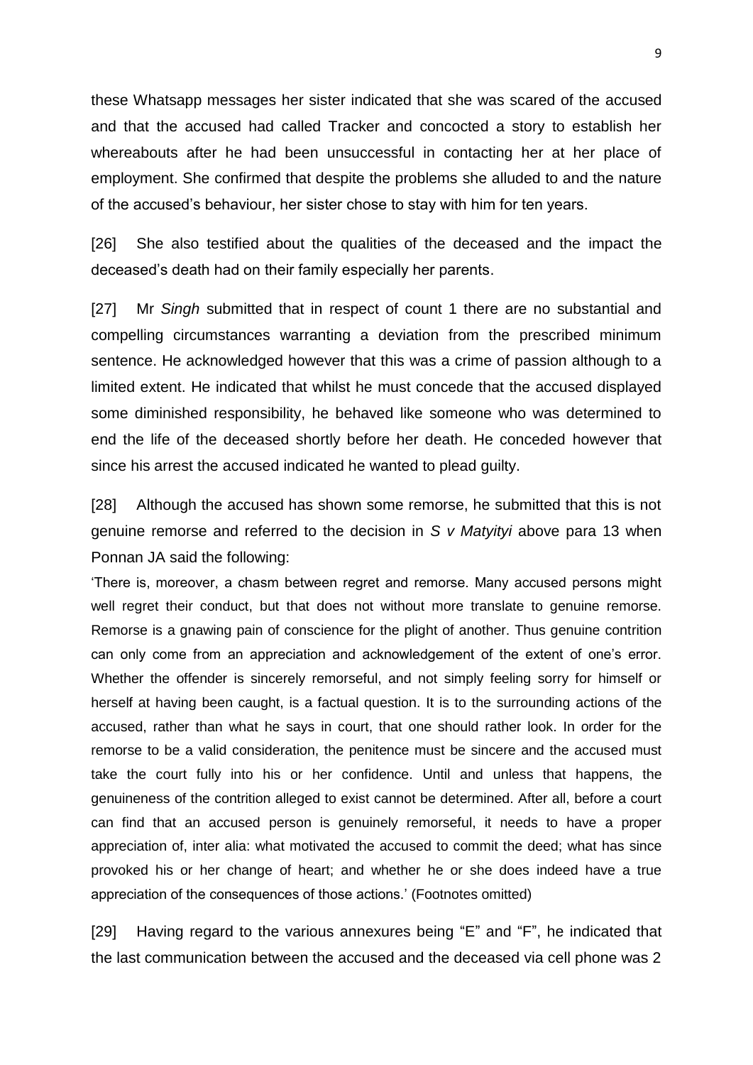these Whatsapp messages her sister indicated that she was scared of the accused and that the accused had called Tracker and concocted a story to establish her whereabouts after he had been unsuccessful in contacting her at her place of employment. She confirmed that despite the problems she alluded to and the nature of the accused's behaviour, her sister chose to stay with him for ten years.

[26] She also testified about the qualities of the deceased and the impact the deceased's death had on their family especially her parents.

[27] Mr *Singh* submitted that in respect of count 1 there are no substantial and compelling circumstances warranting a deviation from the prescribed minimum sentence. He acknowledged however that this was a crime of passion although to a limited extent. He indicated that whilst he must concede that the accused displayed some diminished responsibility, he behaved like someone who was determined to end the life of the deceased shortly before her death. He conceded however that since his arrest the accused indicated he wanted to plead guilty.

[28] Although the accused has shown some remorse, he submitted that this is not genuine remorse and referred to the decision in *S v Matyityi* above para 13 when Ponnan JA said the following:

'There is, moreover, a chasm between regret and remorse. Many accused persons might well regret their conduct, but that does not without more translate to genuine remorse. Remorse is a gnawing pain of conscience for the plight of another. Thus genuine contrition can only come from an appreciation and acknowledgement of the extent of one's error. Whether the offender is sincerely remorseful, and not simply feeling sorry for himself or herself at having been caught, is a factual question. It is to the surrounding actions of the accused, rather than what he says in court, that one should rather look. In order for the remorse to be a valid consideration, the penitence must be sincere and the accused must take the court fully into his or her confidence. Until and unless that happens, the genuineness of the contrition alleged to exist cannot be determined. After all, before a court can find that an accused person is genuinely remorseful, it needs to have a proper appreciation of, inter alia: what motivated the accused to commit the deed; what has since provoked his or her change of heart; and whether he or she does indeed have a true appreciation of the consequences of those actions.' (Footnotes omitted)

[29] Having regard to the various annexures being "E" and "F", he indicated that the last communication between the accused and the deceased via cell phone was 2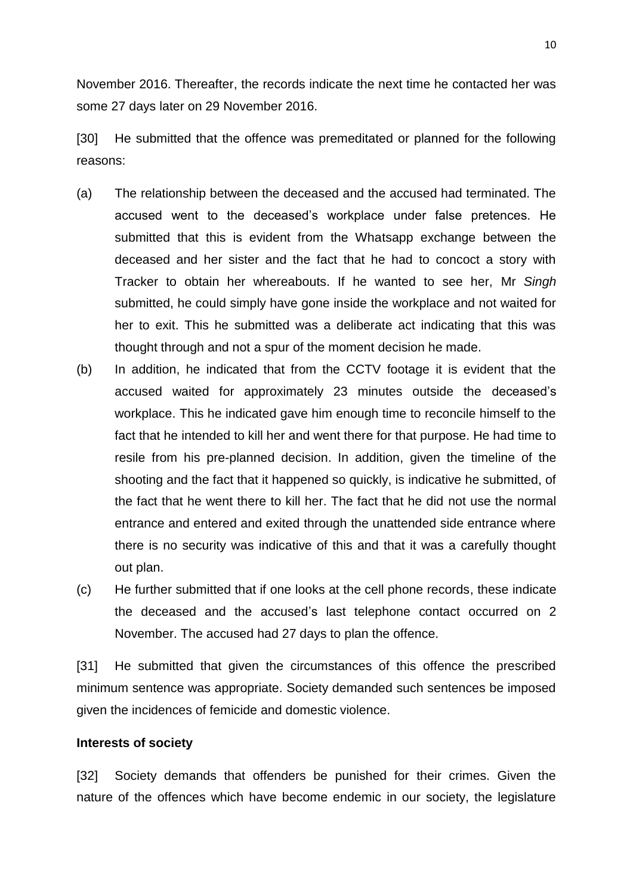November 2016. Thereafter, the records indicate the next time he contacted her was some 27 days later on 29 November 2016.

[30] He submitted that the offence was premeditated or planned for the following reasons:

(a) The relationship between the deceased and the accused had terminated. The accused went to the deceased's workplace under false pretences. He submitted that this is evident from the Whatsapp exchange between the deceased and her sister and the fact that he had to concoct a story with Tracker to obtain her whereabouts. If he wanted to see her, Mr *Singh* submitted, he could simply have gone inside the workplace and not waited for her to exit. This he submitted was a deliberate act indicating that this was thought through and not a spur of the moment decision he made.

(b) In addition, he indicated that from the CCTV footage it is evident that the accused waited for approximately 23 minutes outside the deceased's workplace. This he indicated gave him enough time to reconcile himself to the fact that he intended to kill her and went there for that purpose. He had time to resile from his pre-planned decision. In addition, given the timeline of the shooting and the fact that it happened so quickly, is indicative he submitted, of the fact that he went there to kill her. The fact that he did not use the normal entrance and entered and exited through the unattended side entrance where there is no security was indicative of this and that it was a carefully thought out plan.

(c) He further submitted that if one looks at the cell phone records, these indicate the deceased and the accused's last telephone contact occurred on 2 November. The accused had 27 days to plan the offence.

[31] He submitted that given the circumstances of this offence the prescribed minimum sentence was appropriate. Society demanded such sentences be imposed given the incidences of femicide and domestic violence.

**Interests of society**

[32] Society demands that offenders be punished for their crimes. Given the nature of the offences which have become endemic in our society, the legislature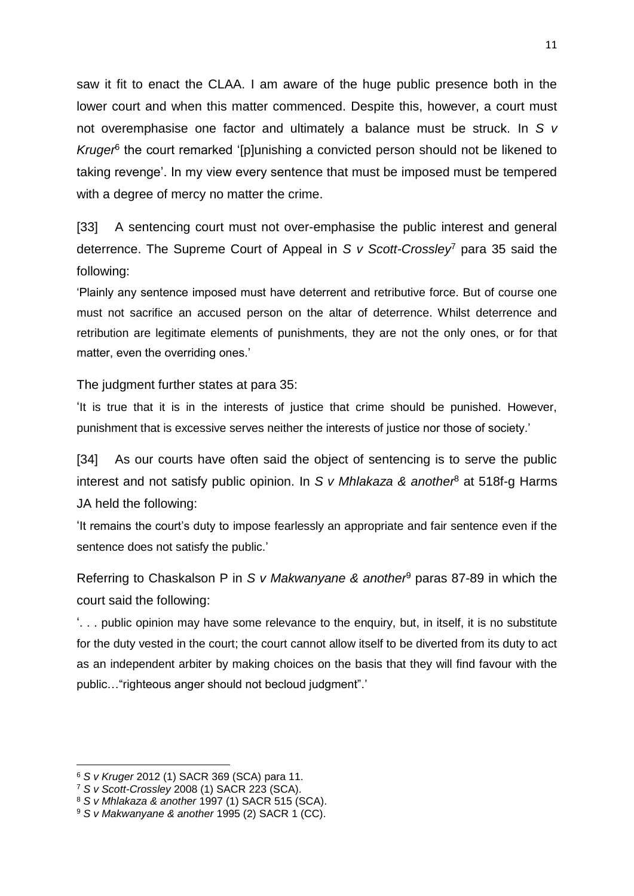saw it fit to enact the CLAA. I am aware of the huge public presence both in the lower court and when this matter commenced. Despite this, however, a court must not overemphasise one factor and ultimately a balance must be struck. In *S v Kruger*[6] the court remarked '[p]unishing a convicted person should not be likened to taking revenge'. In my view every sentence that must be imposed must be tempered with a degree of mercy no matter the crime.

[33] A sentencing court must not over-emphasise the public interest and general deterrence. The Supreme Court of Appeal in *S v Scott-Crossley*[7] para 35 said the following:

'Plainly any sentence imposed must have deterrent and retributive force. But of course one must not sacrifice an accused person on the altar of deterrence. Whilst deterrence and retribution are legitimate elements of punishments, they are not the only ones, or for that matter, even the overriding ones.'

The judgment further states at para 35:

'It is true that it is in the interests of justice that crime should be punished. However, punishment that is excessive serves neither the interests of justice nor those of society.'

[34] As our courts have often said the object of sentencing is to serve the public interest and not satisfy public opinion. In *S v Mhlakaza & another*[8] at 518f-g Harms JA held the following:

'It remains the court's duty to impose fearlessly an appropriate and fair sentence even if the sentence does not satisfy the public.'

Referring to Chaskalson P in *S v Makwanyane & another*[9] paras 87-89 in which the court said the following:

'. . . public opinion may have some relevance to the enquiry, but, in itself, it is no substitute for the duty vested in the court; the court cannot allow itself to be diverted from its duty to act as an independent arbiter by making choices on the basis that they will find favour with the public…"righteous anger should not becloud judgment".'

---

[6] *S v Kruger* 2012 (1) SACR 369 (SCA) para 11.

[7] *S v Scott-Crossley* 2008 (1) SACR 223 (SCA).

[8] *S v Mhlakaza & another* 1997 (1) SACR 515 (SCA).

[9] *S v Makwanyane & another* 1995 (2) SACR 1 (CC).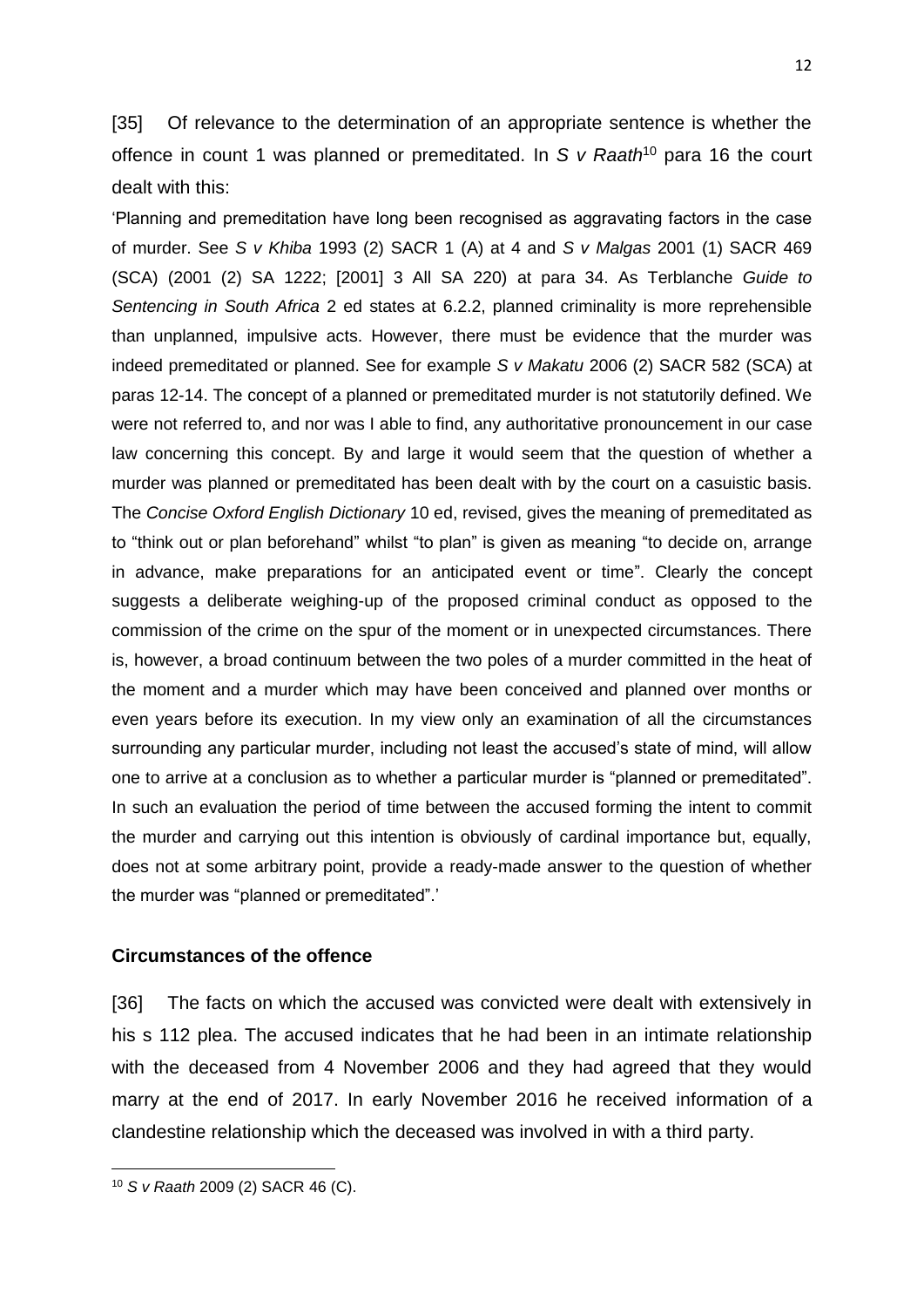[35] Of relevance to the determination of an appropriate sentence is whether the offence in count 1 was planned or premeditated. In *S v Raath*[10] para 16 the court dealt with this:

'Planning and premeditation have long been recognised as aggravating factors in the case of murder. See *S v Khiba* 1993 (2) SACR 1 (A) at 4 and *S v Malgas* 2001 (1) SACR 469 (SCA) (2001 (2) SA 1222; [2001] 3 All SA 220) at para 34. As Terblanche *Guide to Sentencing in South Africa* 2 ed states at 6.2.2, planned criminality is more reprehensible than unplanned, impulsive acts. However, there must be evidence that the murder was indeed premeditated or planned. See for example *S v Makatu* 2006 (2) SACR 582 (SCA) at paras 12-14. The concept of a planned or premeditated murder is not statutorily defined. We were not referred to, and nor was I able to find, any authoritative pronouncement in our case law concerning this concept. By and large it would seem that the question of whether a murder was planned or premeditated has been dealt with by the court on a casuistic basis. The *Concise Oxford English Dictionary* 10 ed, revised, gives the meaning of premeditated as to "think out or plan beforehand" whilst "to plan" is given as meaning "to decide on, arrange in advance, make preparations for an anticipated event or time". Clearly the concept suggests a deliberate weighing-up of the proposed criminal conduct as opposed to the commission of the crime on the spur of the moment or in unexpected circumstances. There is, however, a broad continuum between the two poles of a murder committed in the heat of the moment and a murder which may have been conceived and planned over months or even years before its execution. In my view only an examination of all the circumstances surrounding any particular murder, including not least the accused's state of mind, will allow one to arrive at a conclusion as to whether a particular murder is "planned or premeditated". In such an evaluation the period of time between the accused forming the intent to commit the murder and carrying out this intention is obviously of cardinal importance but, equally, does not at some arbitrary point, provide a ready-made answer to the question of whether the murder was "planned or premeditated".'

**Circumstances of the offence**

[36] The facts on which the accused was convicted were dealt with extensively in his s 112 plea. The accused indicates that he had been in an intimate relationship with the deceased from 4 November 2006 and they had agreed that they would marry at the end of 2017. In early November 2016 he received information of a clandestine relationship which the deceased was involved in with a third party.

---

[10] *S v Raath* 2009 (2) SACR 46 (C).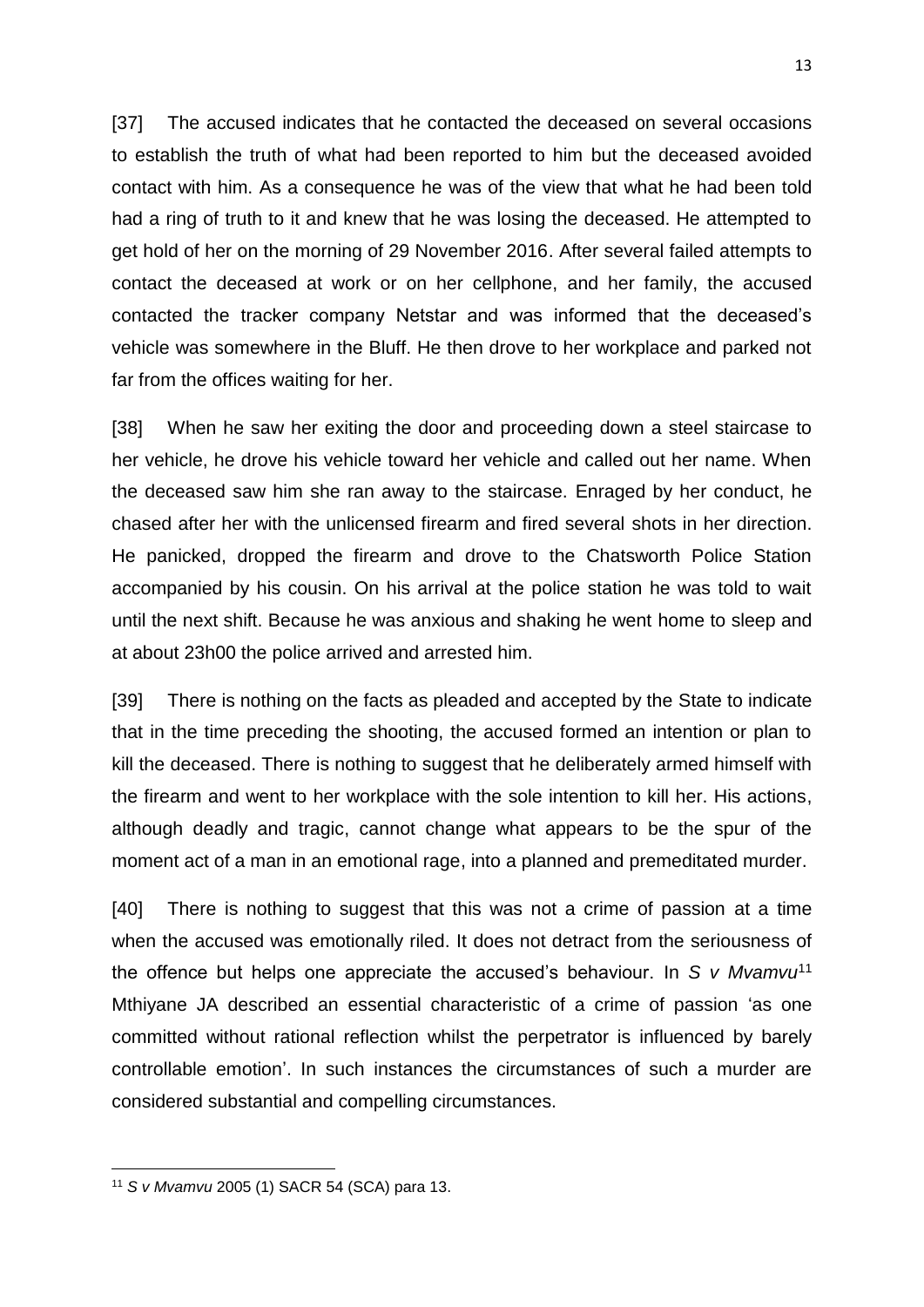[37] The accused indicates that he contacted the deceased on several occasions to establish the truth of what had been reported to him but the deceased avoided contact with him. As a consequence he was of the view that what he had been told had a ring of truth to it and knew that he was losing the deceased. He attempted to get hold of her on the morning of 29 November 2016. After several failed attempts to contact the deceased at work or on her cellphone, and her family, the accused contacted the tracker company Netstar and was informed that the deceased's vehicle was somewhere in the Bluff. He then drove to her workplace and parked not far from the offices waiting for her.

[38] When he saw her exiting the door and proceeding down a steel staircase to her vehicle, he drove his vehicle toward her vehicle and called out her name. When the deceased saw him she ran away to the staircase. Enraged by her conduct, he chased after her with the unlicensed firearm and fired several shots in her direction. He panicked, dropped the firearm and drove to the Chatsworth Police Station accompanied by his cousin. On his arrival at the police station he was told to wait until the next shift. Because he was anxious and shaking he went home to sleep and at about 23h00 the police arrived and arrested him.

[39] There is nothing on the facts as pleaded and accepted by the State to indicate that in the time preceding the shooting, the accused formed an intention or plan to kill the deceased. There is nothing to suggest that he deliberately armed himself with the firearm and went to her workplace with the sole intention to kill her. His actions, although deadly and tragic, cannot change what appears to be the spur of the moment act of a man in an emotional rage, into a planned and premeditated murder.

[40] There is nothing to suggest that this was not a crime of passion at a time when the accused was emotionally riled. It does not detract from the seriousness of the offence but helps one appreciate the accused's behaviour. In *S v Mvamvu*[11] Mthiyane JA described an essential characteristic of a crime of passion 'as one committed without rational reflection whilst the perpetrator is influenced by barely controllable emotion'. In such instances the circumstances of such a murder are considered substantial and compelling circumstances.

---

[11] *S v Mvamvu* 2005 (1) SACR 54 (SCA) para 13.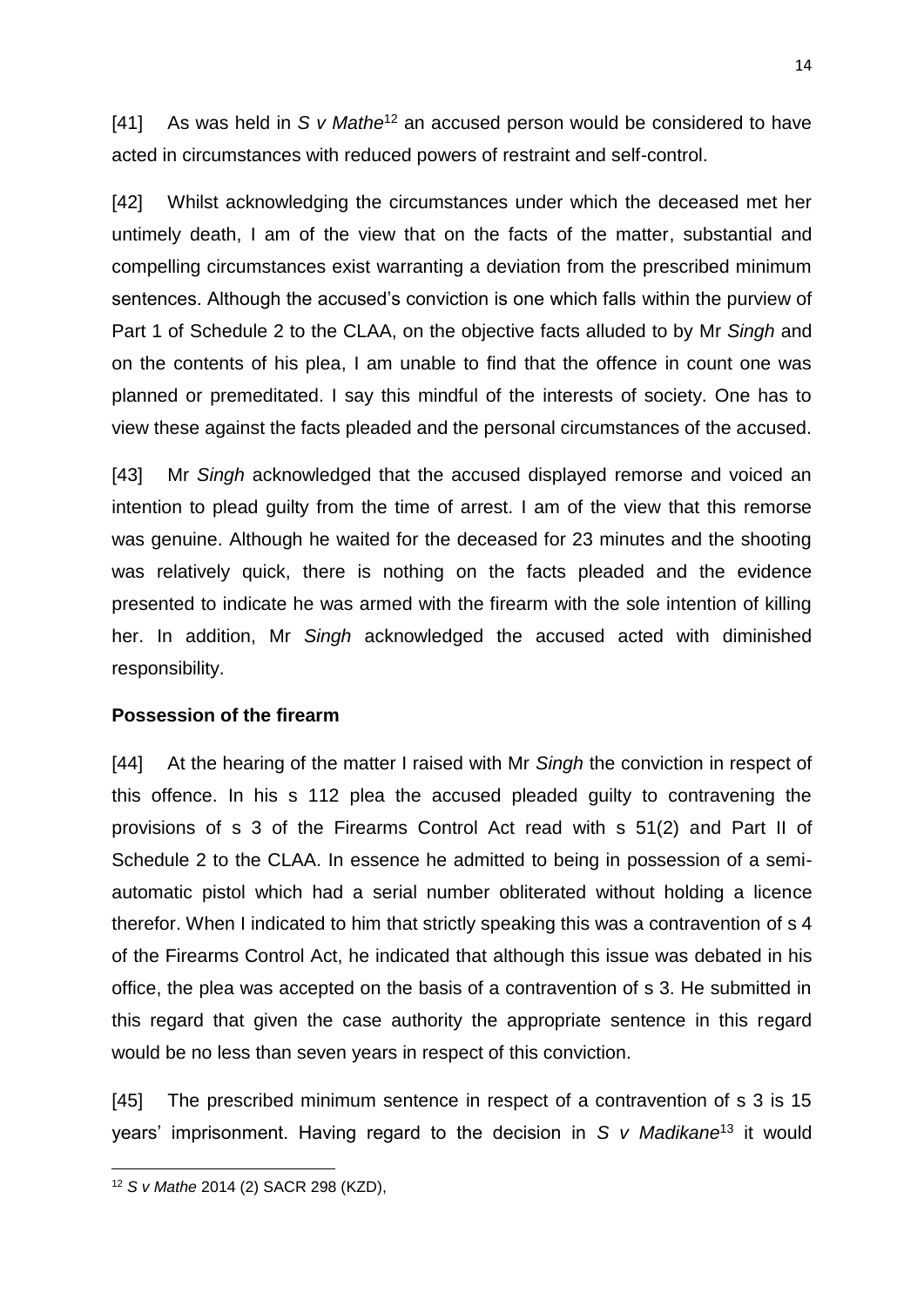[41] As was held in *S v Mathe*[12] an accused person would be considered to have acted in circumstances with reduced powers of restraint and self-control.

[42] Whilst acknowledging the circumstances under which the deceased met her untimely death, I am of the view that on the facts of the matter, substantial and compelling circumstances exist warranting a deviation from the prescribed minimum sentences. Although the accused's conviction is one which falls within the purview of Part 1 of Schedule 2 to the CLAA, on the objective facts alluded to by Mr *Singh* and on the contents of his plea, I am unable to find that the offence in count one was planned or premeditated. I say this mindful of the interests of society. One has to view these against the facts pleaded and the personal circumstances of the accused.

[43] Mr *Singh* acknowledged that the accused displayed remorse and voiced an intention to plead guilty from the time of arrest. I am of the view that this remorse was genuine. Although he waited for the deceased for 23 minutes and the shooting was relatively quick, there is nothing on the facts pleaded and the evidence presented to indicate he was armed with the firearm with the sole intention of killing her. In addition, Mr *Singh* acknowledged the accused acted with diminished responsibility.

**Possession of the firearm**

[44] At the hearing of the matter I raised with Mr *Singh* the conviction in respect of this offence. In his s 112 plea the accused pleaded guilty to contravening the provisions of s 3 of the Firearms Control Act read with s 51(2) and Part II of Schedule 2 to the CLAA. In essence he admitted to being in possession of a semi-automatic pistol which had a serial number obliterated without holding a licence therefor. When I indicated to him that strictly speaking this was a contravention of s 4 of the Firearms Control Act, he indicated that although this issue was debated in his office, the plea was accepted on the basis of a contravention of s 3. He submitted in this regard that given the case authority the appropriate sentence in this regard would be no less than seven years in respect of this conviction.

[45] The prescribed minimum sentence in respect of a contravention of s 3 is 15 years' imprisonment. Having regard to the decision in *S v Madikane*[13] it would

[12] *S v Mathe* 2014 (2) SACR 298 (KZD),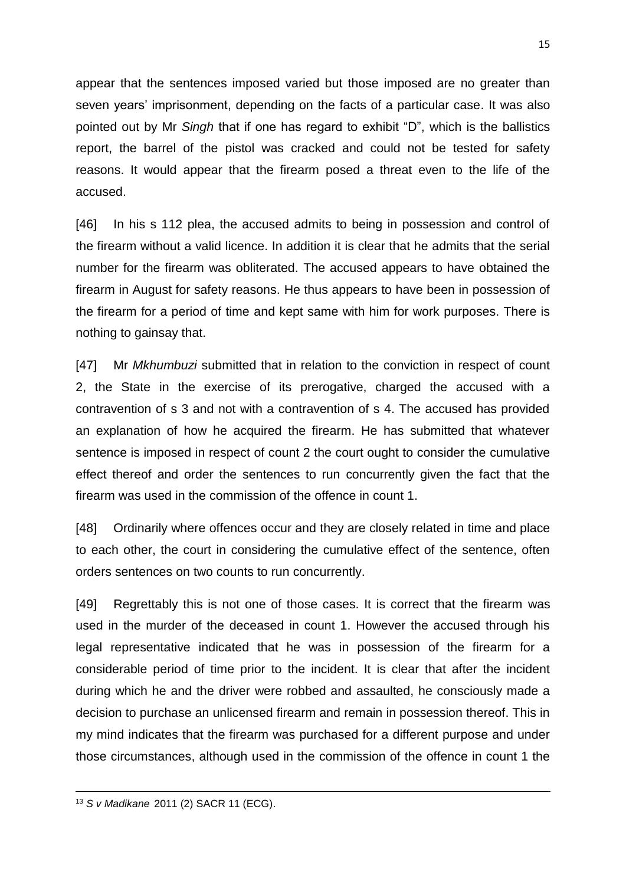appear that the sentences imposed varied but those imposed are no greater than seven years' imprisonment, depending on the facts of a particular case. It was also pointed out by Mr *Singh* that if one has regard to exhibit "D", which is the ballistics report, the barrel of the pistol was cracked and could not be tested for safety reasons. It would appear that the firearm posed a threat even to the life of the accused.

[46] In his s 112 plea, the accused admits to being in possession and control of the firearm without a valid licence. In addition it is clear that he admits that the serial number for the firearm was obliterated. The accused appears to have obtained the firearm in August for safety reasons. He thus appears to have been in possession of the firearm for a period of time and kept same with him for work purposes. There is nothing to gainsay that.

[47] Mr *Mkhumbuzi* submitted that in relation to the conviction in respect of count 2, the State in the exercise of its prerogative, charged the accused with a contravention of s 3 and not with a contravention of s 4. The accused has provided an explanation of how he acquired the firearm. He has submitted that whatever sentence is imposed in respect of count 2 the court ought to consider the cumulative effect thereof and order the sentences to run concurrently given the fact that the firearm was used in the commission of the offence in count 1.

[48] Ordinarily where offences occur and they are closely related in time and place to each other, the court in considering the cumulative effect of the sentence, often orders sentences on two counts to run concurrently.

[49] Regrettably this is not one of those cases. It is correct that the firearm was used in the murder of the deceased in count 1. However the accused through his legal representative indicated that he was in possession of the firearm for a considerable period of time prior to the incident. It is clear that after the incident during which he and the driver were robbed and assaulted, he consciously made a decision to purchase an unlicensed firearm and remain in possession thereof. This in my mind indicates that the firearm was purchased for a different purpose and under those circumstances, although used in the commission of the offence in count 1 the

---

[13] *S v Madikane* 2011 (2) SACR 11 (ECG).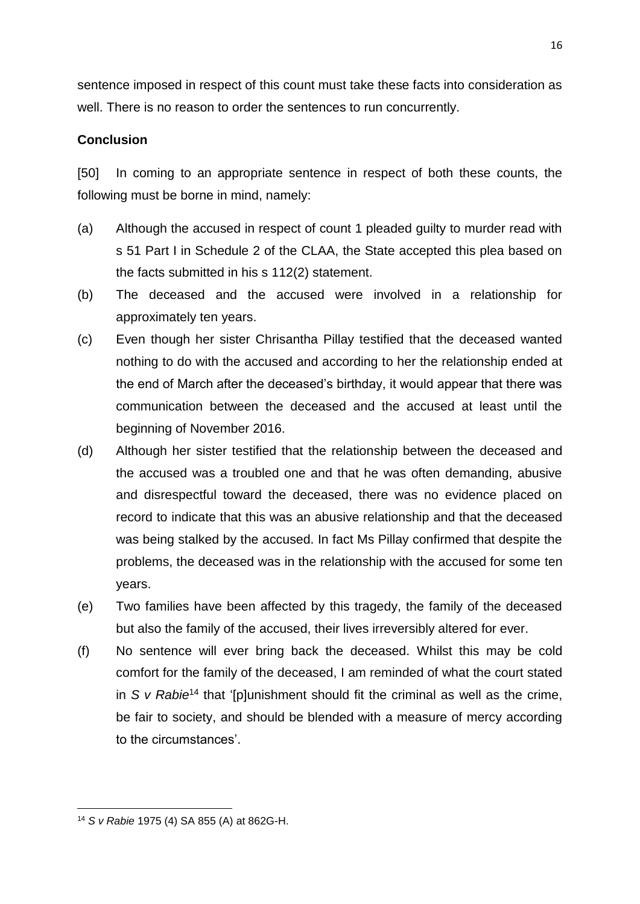sentence imposed in respect of this count must take these facts into consideration as well. There is no reason to order the sentences to run concurrently.

**Conclusion**

[50] In coming to an appropriate sentence in respect of both these counts, the following must be borne in mind, namely:

(a) Although the accused in respect of count 1 pleaded guilty to murder read with s 51 Part I in Schedule 2 of the CLAA, the State accepted this plea based on the facts submitted in his s 112(2) statement.

(b) The deceased and the accused were involved in a relationship for approximately ten years.

(c) Even though her sister Chrisantha Pillay testified that the deceased wanted nothing to do with the accused and according to her the relationship ended at the end of March after the deceased's birthday, it would appear that there was communication between the deceased and the accused at least until the beginning of November 2016.

(d) Although her sister testified that the relationship between the deceased and the accused was a troubled one and that he was often demanding, abusive and disrespectful toward the deceased, there was no evidence placed on record to indicate that this was an abusive relationship and that the deceased was being stalked by the accused. In fact Ms Pillay confirmed that despite the problems, the deceased was in the relationship with the accused for some ten years.

(e) Two families have been affected by this tragedy, the family of the deceased but also the family of the accused, their lives irreversibly altered for ever.

(f) No sentence will ever bring back the deceased. Whilst this may be cold comfort for the family of the deceased, I am reminded of what the court stated in *S v Rabie*[14] that '[p]unishment should fit the criminal as well as the crime, be fair to society, and should be blended with a measure of mercy according to the circumstances'.

---

[14] *S v Rabie* 1975 (4) SA 855 (A) at 862G-H.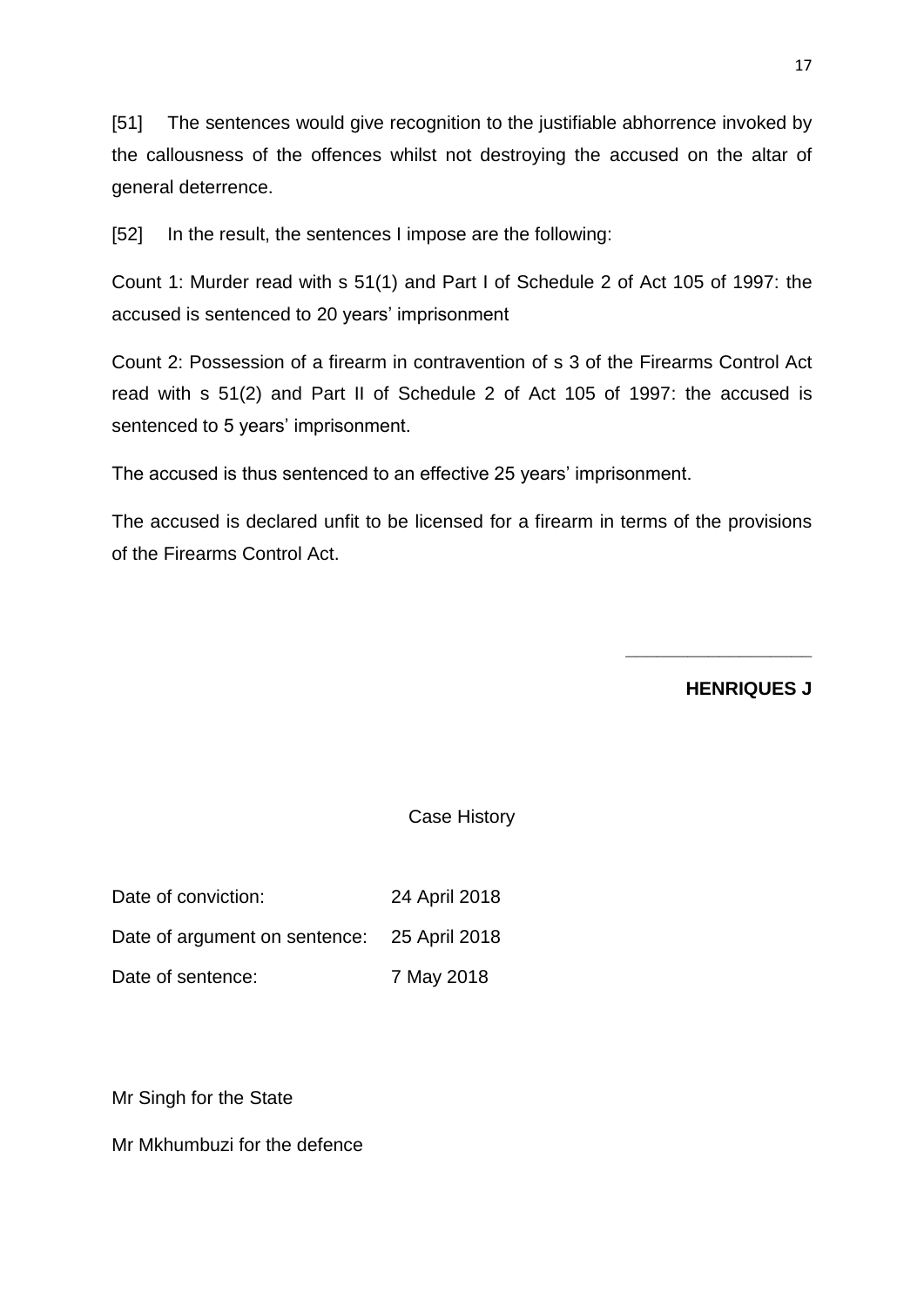[51] The sentences would give recognition to the justifiable abhorrence invoked by the callousness of the offences whilst not destroying the accused on the altar of general deterrence.

[52] In the result, the sentences I impose are the following:

Count 1: Murder read with s 51(1) and Part I of Schedule 2 of Act 105 of 1997: the accused is sentenced to 20 years' imprisonment

Count 2: Possession of a firearm in contravention of s 3 of the Firearms Control Act read with s 51(2) and Part II of Schedule 2 of Act 105 of 1997: the accused is sentenced to 5 years' imprisonment.

The accused is thus sentenced to an effective 25 years' imprisonment.

The accused is declared unfit to be licensed for a firearm in terms of the provisions of the Firearms Control Act.

\_\_\_\_\_\_\_\_\_\_\_\_\_\_\_\_\_\_\_

**HENRIQUES J**

Case History

| | |
|---|---|
| Date of conviction: | 24 April 2018 |
| Date of argument on sentence: | 25 April 2018 |
| Date of sentence: | 7 May 2018 |

Mr Singh for the State

Mr Mkhumbuzi for the defence